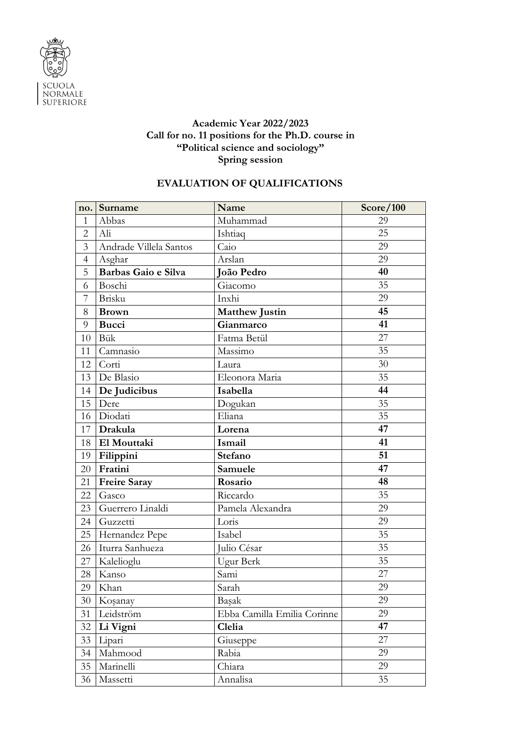**Academic Year 2022/2023**
**Call for no. 11 positions for the Ph.D. course in**
**"Political science and sociology"**
**Spring session**

## EVALUATION OF QUALIFICATIONS

| no. | Surname | Name | Score/100 |
|---|---|---|---|
| 1 | Abbas | Muhammad | 29 |
| 2 | Ali | Ishtiaq | 25 |
| 3 | Andrade Villela Santos | Caio | 29 |
| 4 | Asghar | Arslan | 29 |
| 5 | **Barbas Gaio e Silva** | **João Pedro** | **40** |
| 6 | Boschi | Giacomo | 35 |
| 7 | Brisku | Inxhi | 29 |
| 8 | **Brown** | **Matthew Justin** | **45** |
| 9 | **Bucci** | **Gianmarco** | **41** |
| 10 | Bük | Fatma Betül | 27 |
| 11 | Camnasio | Massimo | 35 |
| 12 | Corti | Laura | 30 |
| 13 | De Blasio | Eleonora Maria | 35 |
| 14 | **De Judicibus** | **Isabella** | **44** |
| 15 | Dere | Dogukan | 35 |
| 16 | Diodati | Eliana | 35 |
| 17 | **Drakula** | **Lorena** | **47** |
| 18 | **El Mouttaki** | **Ismail** | **41** |
| 19 | **Filippini** | **Stefano** | **51** |
| 20 | **Fratini** | **Samuele** | **47** |
| 21 | **Freire Saray** | **Rosario** | **48** |
| 22 | Gasco | Riccardo | 35 |
| 23 | Guerrero Linaldi | Pamela Alexandra | 29 |
| 24 | Guzzetti | Loris | 29 |
| 25 | Hernandez Pepe | Isabel | 35 |
| 26 | Iturra Sanhueza | Julio César | 35 |
| 27 | Kalelioglu | Ugur Berk | 35 |
| 28 | Kanso | Sami | 27 |
| 29 | Khan | Sarah | 29 |
| 30 | Koşanay | Başak | 29 |
| 31 | Leidström | Ebba Camilla Emilia Corinne | 29 |
| 32 | **Li Vigni** | **Clelia** | **47** |
| 33 | Lipari | Giuseppe | 27 |
| 34 | Mahmood | Rabia | 29 |
| 35 | Marinelli | Chiara | 29 |
| 36 | Massetti | Annalisa | 35 |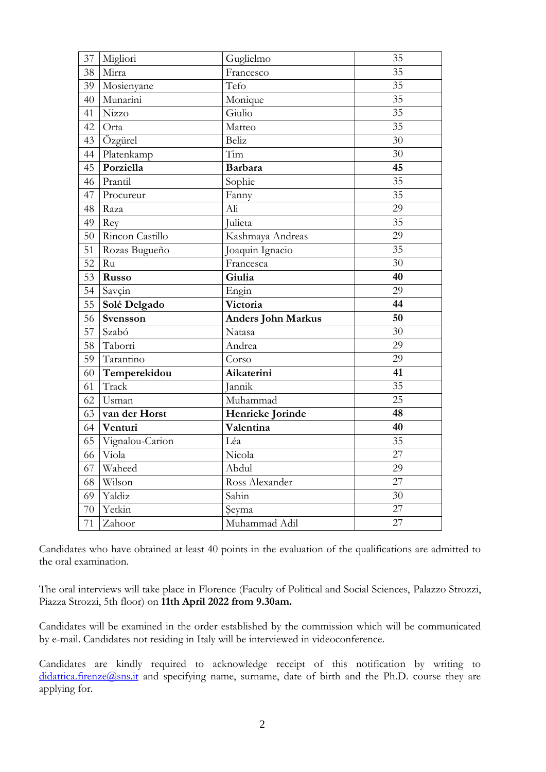| | | | |
|---|---|---|---|
| 37 | Migliori | Guglielmo | 35 |
| 38 | Mirra | Francesco | 35 |
| 39 | Mosienyane | Tefo | 35 |
| 40 | Munarini | Monique | 35 |
| 41 | Nizzo | Giulio | 35 |
| 42 | Orta | Matteo | 35 |
| 43 | Özgürel | Beliz | 30 |
| 44 | Platenkamp | Tim | 30 |
| 45 | **Porziella** | **Barbara** | **45** |
| 46 | Prantil | Sophie | 35 |
| 47 | Procureur | Fanny | 35 |
| 48 | Raza | Ali | 29 |
| 49 | Rey | Julieta | 35 |
| 50 | Rincon Castillo | Kashmaya Andreas | 29 |
| 51 | Rozas Bugueño | Joaquin Ignacio | 35 |
| 52 | Ru | Francesca | 30 |
| 53 | **Russo** | **Giulia** | **40** |
| 54 | Savçin | Engin | 29 |
| 55 | **Solé Delgado** | **Victoria** | **44** |
| 56 | **Svensson** | **Anders John Markus** | **50** |
| 57 | Szabó | Natasa | 30 |
| 58 | Taborri | Andrea | 29 |
| 59 | Tarantino | Corso | 29 |
| 60 | **Temperekidou** | **Aikaterini** | **41** |
| 61 | Track | Jannik | 35 |
| 62 | Usman | Muhammad | 25 |
| 63 | **van der Horst** | **Henrieke Jorinde** | **48** |
| 64 | **Venturi** | **Valentina** | **40** |
| 65 | Vignalou-Carion | Léa | 35 |
| 66 | Viola | Nicola | 27 |
| 67 | Waheed | Abdul | 29 |
| 68 | Wilson | Ross Alexander | 27 |
| 69 | Yaldiz | Sahin | 30 |
| 70 | Yetkin | Şeyma | 27 |
| 71 | Zahoor | Muhammad Adil | 27 |

Candidates who have obtained at least 40 points in the evaluation of the qualifications are admitted to the oral examination.

The oral interviews will take place in Florence (Faculty of Political and Social Sciences, Palazzo Strozzi, Piazza Strozzi, 5th floor) on **11th April 2022 from 9.30am.**

Candidates will be examined in the order established by the commission which will be communicated by e-mail. Candidates not residing in Italy will be interviewed in videoconference.

Candidates are kindly required to acknowledge receipt of this notification by writing to didattica.firenze@sns.it and specifying name, surname, date of birth and the Ph.D. course they are applying for.